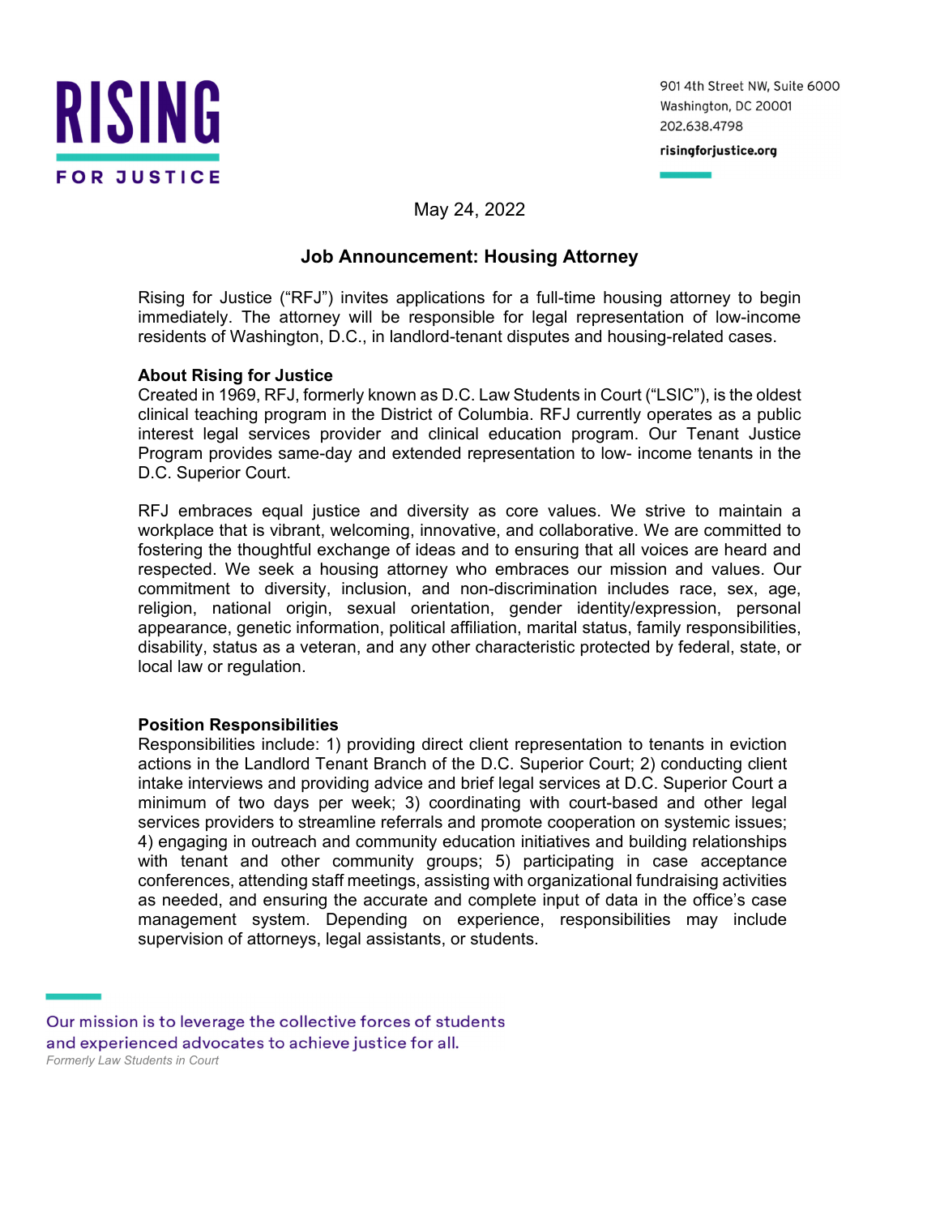RISING FOR JUSTICE

901 4th Street NW, Suite 6000
Washington, DC 20001
202.638.4798
risingforjustice.org

May 24, 2022

## Job Announcement: Housing Attorney

Rising for Justice ("RFJ") invites applications for a full-time housing attorney to begin immediately. The attorney will be responsible for legal representation of low-income residents of Washington, D.C., in landlord-tenant disputes and housing-related cases.

**About Rising for Justice**
Created in 1969, RFJ, formerly known as D.C. Law Students in Court ("LSIC"), is the oldest clinical teaching program in the District of Columbia. RFJ currently operates as a public interest legal services provider and clinical education program. Our Tenant Justice Program provides same-day and extended representation to low- income tenants in the D.C. Superior Court.

RFJ embraces equal justice and diversity as core values. We strive to maintain a workplace that is vibrant, welcoming, innovative, and collaborative. We are committed to fostering the thoughtful exchange of ideas and to ensuring that all voices are heard and respected. We seek a housing attorney who embraces our mission and values. Our commitment to diversity, inclusion, and non-discrimination includes race, sex, age, religion, national origin, sexual orientation, gender identity/expression, personal appearance, genetic information, political affiliation, marital status, family responsibilities, disability, status as a veteran, and any other characteristic protected by federal, state, or local law or regulation.

**Position Responsibilities**
Responsibilities include: 1) providing direct client representation to tenants in eviction actions in the Landlord Tenant Branch of the D.C. Superior Court; 2) conducting client intake interviews and providing advice and brief legal services at D.C. Superior Court a minimum of two days per week; 3) coordinating with court-based and other legal services providers to streamline referrals and promote cooperation on systemic issues; 4) engaging in outreach and community education initiatives and building relationships with tenant and other community groups; 5) participating in case acceptance conferences, attending staff meetings, assisting with organizational fundraising activities as needed, and ensuring the accurate and complete input of data in the office's case management system. Depending on experience, responsibilities may include supervision of attorneys, legal assistants, or students.

Our mission is to leverage the collective forces of students and experienced advocates to achieve justice for all.
*Formerly Law Students in Court*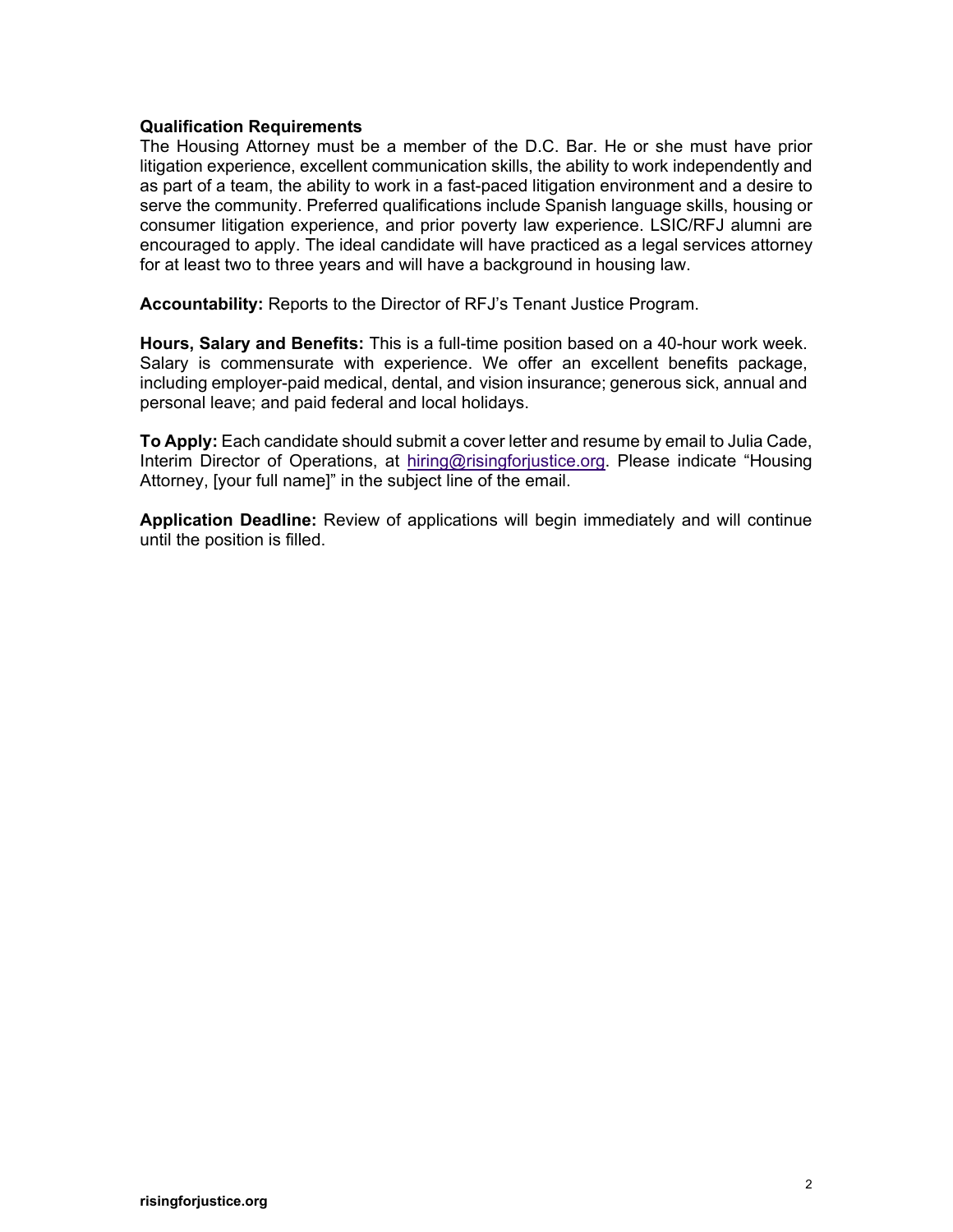**Qualification Requirements**

The Housing Attorney must be a member of the D.C. Bar. He or she must have prior litigation experience, excellent communication skills, the ability to work independently and as part of a team, the ability to work in a fast-paced litigation environment and a desire to serve the community. Preferred qualifications include Spanish language skills, housing or consumer litigation experience, and prior poverty law experience. LSIC/RFJ alumni are encouraged to apply. The ideal candidate will have practiced as a legal services attorney for at least two to three years and will have a background in housing law.

**Accountability:** Reports to the Director of RFJ's Tenant Justice Program.

**Hours, Salary and Benefits:** This is a full-time position based on a 40-hour work week. Salary is commensurate with experience. We offer an excellent benefits package, including employer-paid medical, dental, and vision insurance; generous sick, annual and personal leave; and paid federal and local holidays.

**To Apply:** Each candidate should submit a cover letter and resume by email to Julia Cade, Interim Director of Operations, at hiring@risingforjustice.org. Please indicate "Housing Attorney, [your full name]" in the subject line of the email.

**Application Deadline:** Review of applications will begin immediately and will continue until the position is filled.